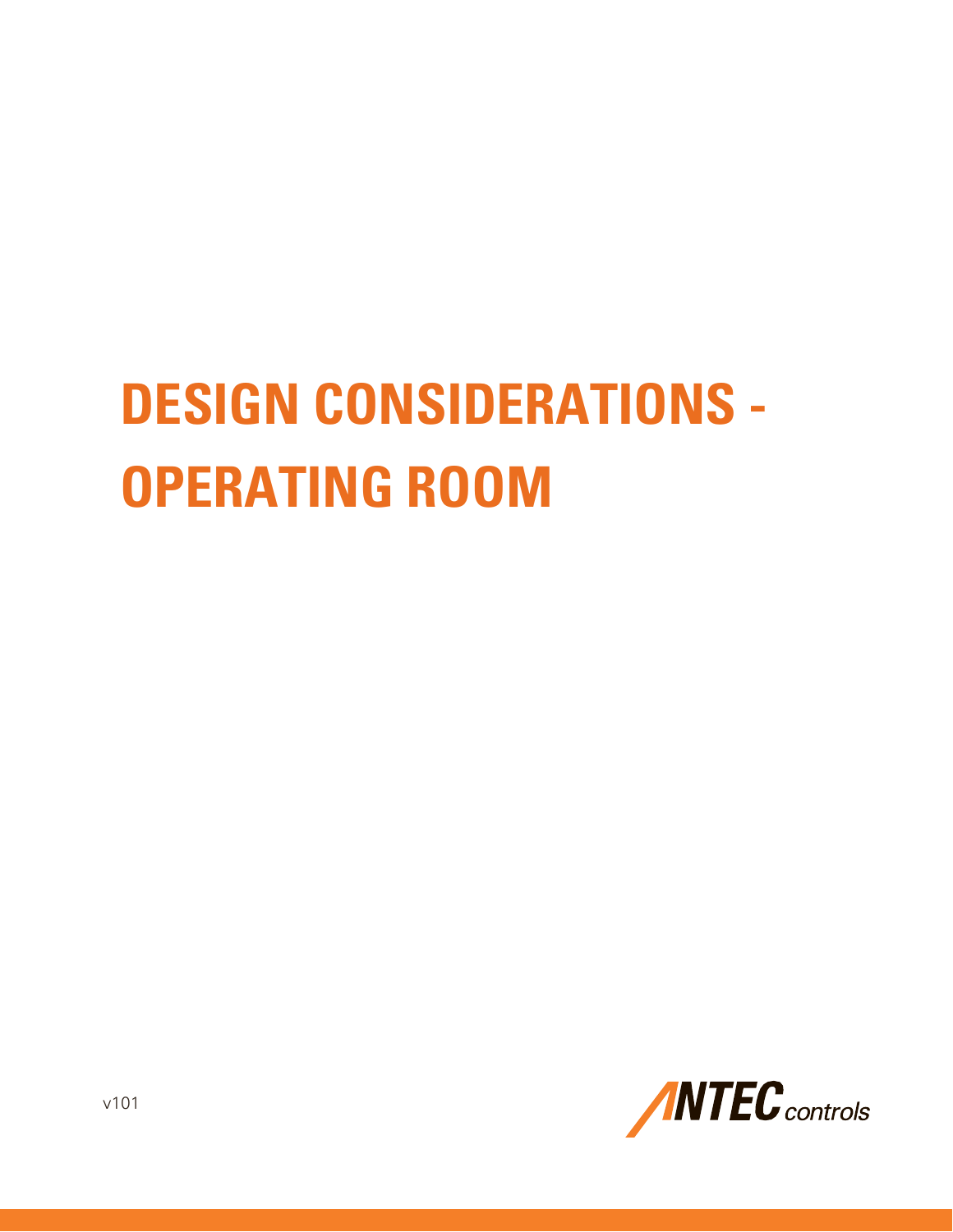# DESIGN CONSIDERATIONS - OPERATING ROOM

v101

ANTEC controls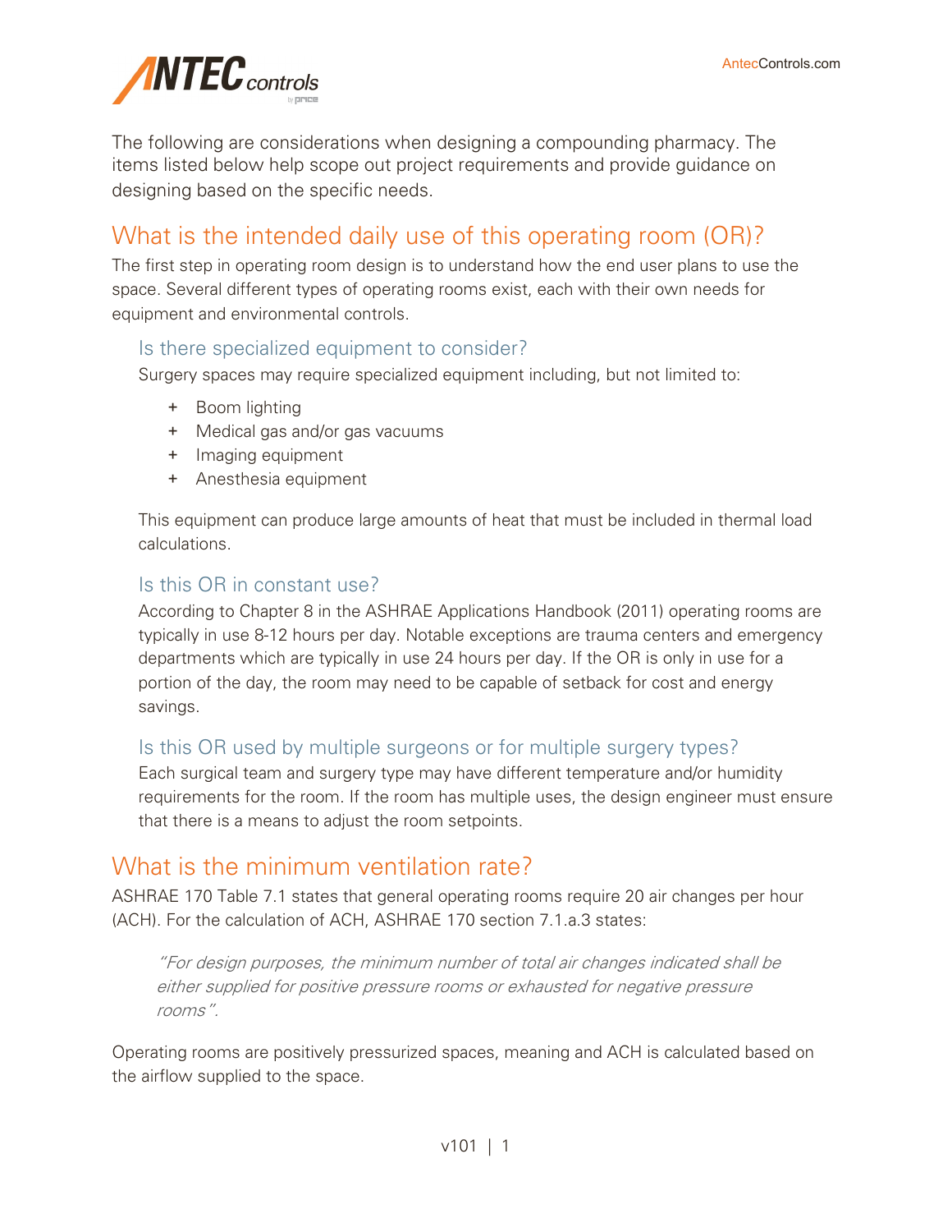The following are considerations when designing a compounding pharmacy. The items listed below help scope out project requirements and provide guidance on designing based on the specific needs.

## What is the intended daily use of this operating room (OR)?

The first step in operating room design is to understand how the end user plans to use the space. Several different types of operating rooms exist, each with their own needs for equipment and environmental controls.

### Is there specialized equipment to consider?

Surgery spaces may require specialized equipment including, but not limited to:

+ Boom lighting
+ Medical gas and/or gas vacuums
+ Imaging equipment
+ Anesthesia equipment

This equipment can produce large amounts of heat that must be included in thermal load calculations.

### Is this OR in constant use?

According to Chapter 8 in the ASHRAE Applications Handbook (2011) operating rooms are typically in use 8-12 hours per day. Notable exceptions are trauma centers and emergency departments which are typically in use 24 hours per day. If the OR is only in use for a portion of the day, the room may need to be capable of setback for cost and energy savings.

### Is this OR used by multiple surgeons or for multiple surgery types?

Each surgical team and surgery type may have different temperature and/or humidity requirements for the room. If the room has multiple uses, the design engineer must ensure that there is a means to adjust the room setpoints.

## What is the minimum ventilation rate?

ASHRAE 170 Table 7.1 states that general operating rooms require 20 air changes per hour (ACH). For the calculation of ACH, ASHRAE 170 section 7.1.a.3 states:

> *"For design purposes, the minimum number of total air changes indicated shall be either supplied for positive pressure rooms or exhausted for negative pressure rooms".*

Operating rooms are positively pressurized spaces, meaning and ACH is calculated based on the airflow supplied to the space.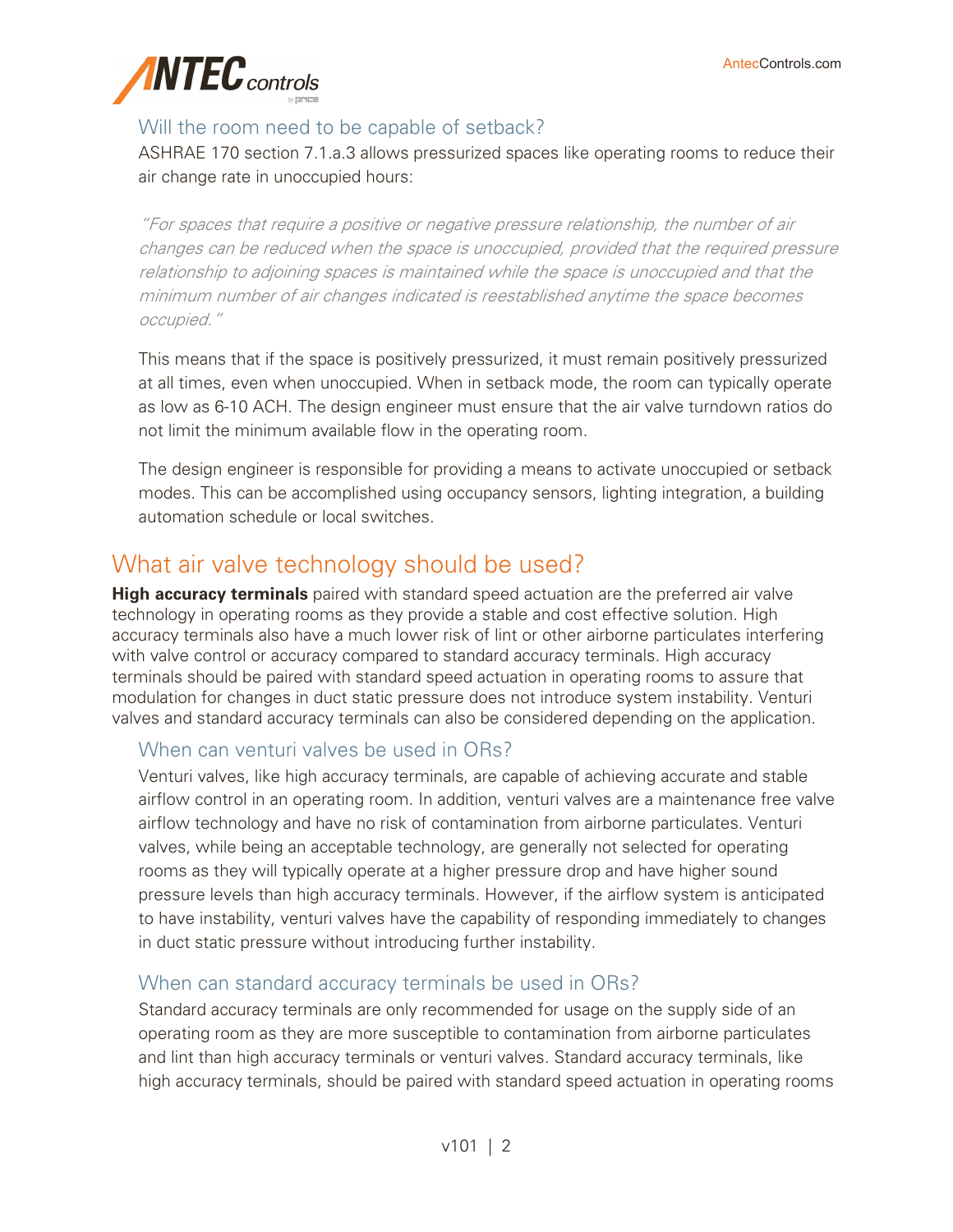### Will the room need to be capable of setback?

ASHRAE 170 section 7.1.a.3 allows pressurized spaces like operating rooms to reduce their air change rate in unoccupied hours:

*"For spaces that require a positive or negative pressure relationship, the number of air changes can be reduced when the space is unoccupied, provided that the required pressure relationship to adjoining spaces is maintained while the space is unoccupied and that the minimum number of air changes indicated is reestablished anytime the space becomes occupied."*

This means that if the space is positively pressurized, it must remain positively pressurized at all times, even when unoccupied. When in setback mode, the room can typically operate as low as 6-10 ACH. The design engineer must ensure that the air valve turndown ratios do not limit the minimum available flow in the operating room.

The design engineer is responsible for providing a means to activate unoccupied or setback modes. This can be accomplished using occupancy sensors, lighting integration, a building automation schedule or local switches.

## What air valve technology should be used?

**High accuracy terminals** paired with standard speed actuation are the preferred air valve technology in operating rooms as they provide a stable and cost effective solution. High accuracy terminals also have a much lower risk of lint or other airborne particulates interfering with valve control or accuracy compared to standard accuracy terminals. High accuracy terminals should be paired with standard speed actuation in operating rooms to assure that modulation for changes in duct static pressure does not introduce system instability. Venturi valves and standard accuracy terminals can also be considered depending on the application.

### When can venturi valves be used in ORs?

Venturi valves, like high accuracy terminals, are capable of achieving accurate and stable airflow control in an operating room. In addition, venturi valves are a maintenance free valve airflow technology and have no risk of contamination from airborne particulates. Venturi valves, while being an acceptable technology, are generally not selected for operating rooms as they will typically operate at a higher pressure drop and have higher sound pressure levels than high accuracy terminals. However, if the airflow system is anticipated to have instability, venturi valves have the capability of responding immediately to changes in duct static pressure without introducing further instability.

### When can standard accuracy terminals be used in ORs?

Standard accuracy terminals are only recommended for usage on the supply side of an operating room as they are more susceptible to contamination from airborne particulates and lint than high accuracy terminals or venturi valves. Standard accuracy terminals, like high accuracy terminals, should be paired with standard speed actuation in operating rooms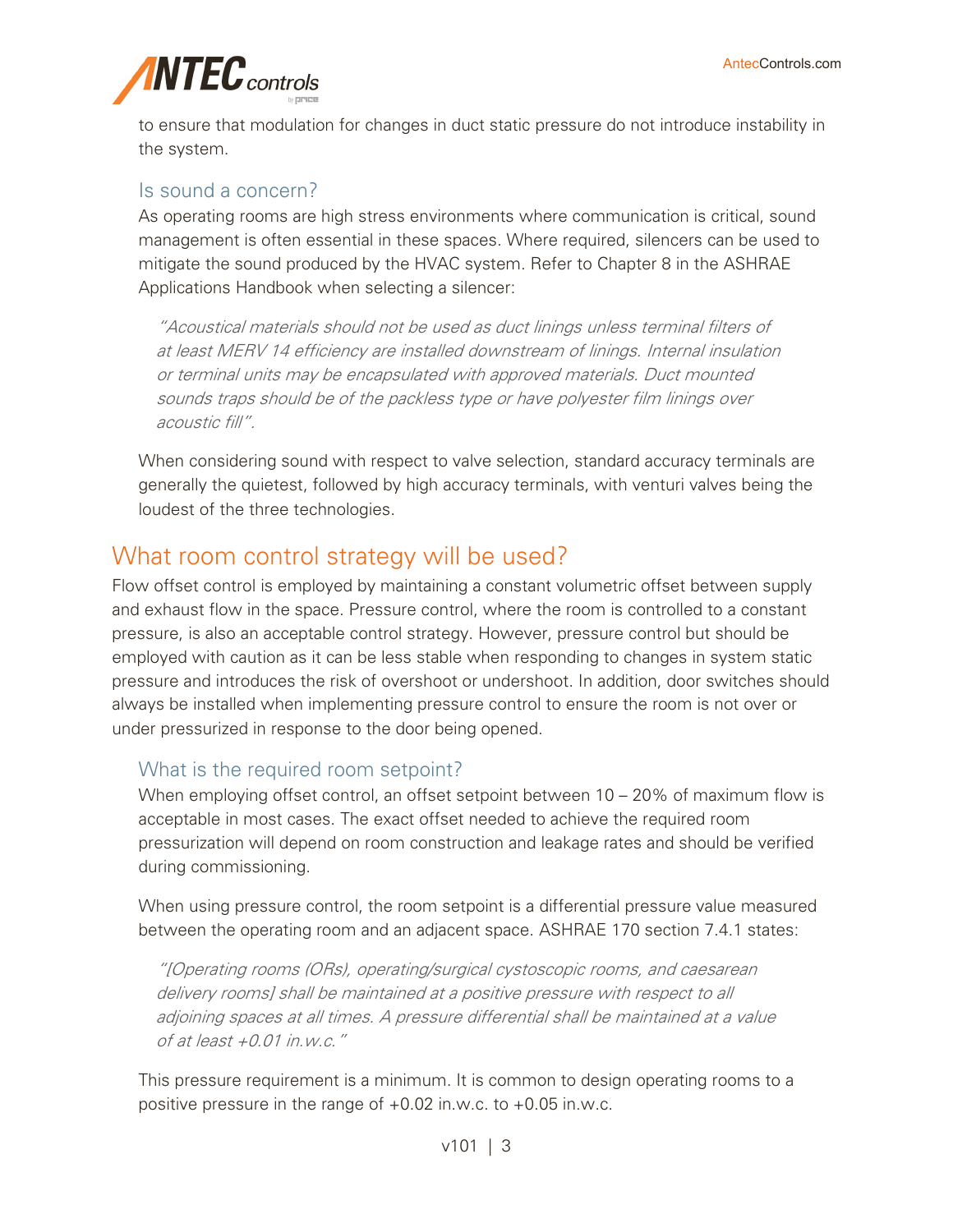to ensure that modulation for changes in duct static pressure do not introduce instability in the system.

### Is sound a concern?

As operating rooms are high stress environments where communication is critical, sound management is often essential in these spaces. Where required, silencers can be used to mitigate the sound produced by the HVAC system. Refer to Chapter 8 in the ASHRAE Applications Handbook when selecting a silencer:

> *"Acoustical materials should not be used as duct linings unless terminal filters of at least MERV 14 efficiency are installed downstream of linings. Internal insulation or terminal units may be encapsulated with approved materials. Duct mounted sounds traps should be of the packless type or have polyester film linings over acoustic fill".*

When considering sound with respect to valve selection, standard accuracy terminals are generally the quietest, followed by high accuracy terminals, with venturi valves being the loudest of the three technologies.

## What room control strategy will be used?

Flow offset control is employed by maintaining a constant volumetric offset between supply and exhaust flow in the space. Pressure control, where the room is controlled to a constant pressure, is also an acceptable control strategy. However, pressure control but should be employed with caution as it can be less stable when responding to changes in system static pressure and introduces the risk of overshoot or undershoot. In addition, door switches should always be installed when implementing pressure control to ensure the room is not over or under pressurized in response to the door being opened.

### What is the required room setpoint?

When employing offset control, an offset setpoint between 10 – 20% of maximum flow is acceptable in most cases. The exact offset needed to achieve the required room pressurization will depend on room construction and leakage rates and should be verified during commissioning.

When using pressure control, the room setpoint is a differential pressure value measured between the operating room and an adjacent space. ASHRAE 170 section 7.4.1 states:

> *"[Operating rooms (ORs), operating/surgical cystoscopic rooms, and caesarean delivery rooms] shall be maintained at a positive pressure with respect to all adjoining spaces at all times. A pressure differential shall be maintained at a value of at least +0.01 in.w.c."*

This pressure requirement is a minimum. It is common to design operating rooms to a positive pressure in the range of +0.02 in.w.c. to +0.05 in.w.c.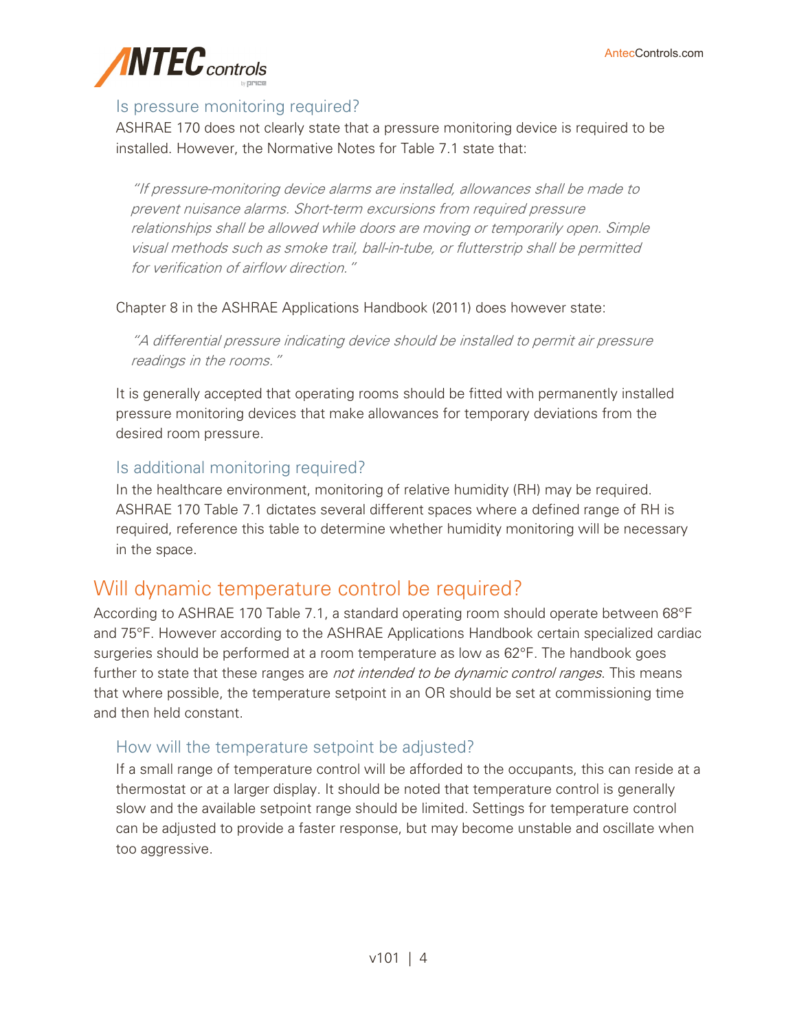### Is pressure monitoring required?

ASHRAE 170 does not clearly state that a pressure monitoring device is required to be installed. However, the Normative Notes for Table 7.1 state that:

> *"If pressure-monitoring device alarms are installed, allowances shall be made to prevent nuisance alarms. Short-term excursions from required pressure relationships shall be allowed while doors are moving or temporarily open. Simple visual methods such as smoke trail, ball-in-tube, or flutterstrip shall be permitted for verification of airflow direction."*

Chapter 8 in the ASHRAE Applications Handbook (2011) does however state:

> *"A differential pressure indicating device should be installed to permit air pressure readings in the rooms."*

It is generally accepted that operating rooms should be fitted with permanently installed pressure monitoring devices that make allowances for temporary deviations from the desired room pressure.

### Is additional monitoring required?

In the healthcare environment, monitoring of relative humidity (RH) may be required. ASHRAE 170 Table 7.1 dictates several different spaces where a defined range of RH is required, reference this table to determine whether humidity monitoring will be necessary in the space.

## Will dynamic temperature control be required?

According to ASHRAE 170 Table 7.1, a standard operating room should operate between 68°F and 75°F. However according to the ASHRAE Applications Handbook certain specialized cardiac surgeries should be performed at a room temperature as low as 62°F. The handbook goes further to state that these ranges are *not intended to be dynamic control ranges*. This means that where possible, the temperature setpoint in an OR should be set at commissioning time and then held constant.

### How will the temperature setpoint be adjusted?

If a small range of temperature control will be afforded to the occupants, this can reside at a thermostat or at a larger display. It should be noted that temperature control is generally slow and the available setpoint range should be limited. Settings for temperature control can be adjusted to provide a faster response, but may become unstable and oscillate when too aggressive.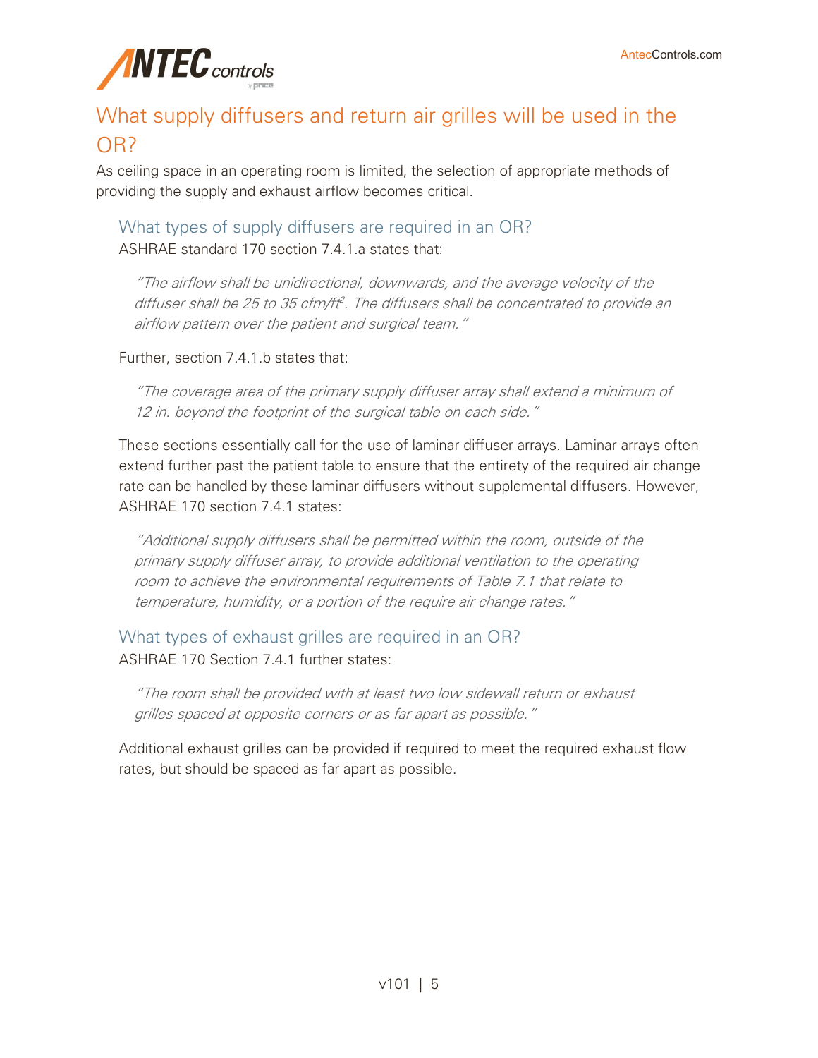# What supply diffusers and return air grilles will be used in the OR?

As ceiling space in an operating room is limited, the selection of appropriate methods of providing the supply and exhaust airflow becomes critical.

## What types of supply diffusers are required in an OR?

ASHRAE standard 170 section 7.4.1.a states that:

> *"The airflow shall be unidirectional, downwards, and the average velocity of the diffuser shall be 25 to 35 cfm/ft$^2$. The diffusers shall be concentrated to provide an airflow pattern over the patient and surgical team."*

Further, section 7.4.1.b states that:

> *"The coverage area of the primary supply diffuser array shall extend a minimum of 12 in. beyond the footprint of the surgical table on each side."*

These sections essentially call for the use of laminar diffuser arrays. Laminar arrays often extend further past the patient table to ensure that the entirety of the required air change rate can be handled by these laminar diffusers without supplemental diffusers. However, ASHRAE 170 section 7.4.1 states:

> *"Additional supply diffusers shall be permitted within the room, outside of the primary supply diffuser array, to provide additional ventilation to the operating room to achieve the environmental requirements of Table 7.1 that relate to temperature, humidity, or a portion of the require air change rates."*

## What types of exhaust grilles are required in an OR?

ASHRAE 170 Section 7.4.1 further states:

> *"The room shall be provided with at least two low sidewall return or exhaust grilles spaced at opposite corners or as far apart as possible."*

Additional exhaust grilles can be provided if required to meet the required exhaust flow rates, but should be spaced as far apart as possible.